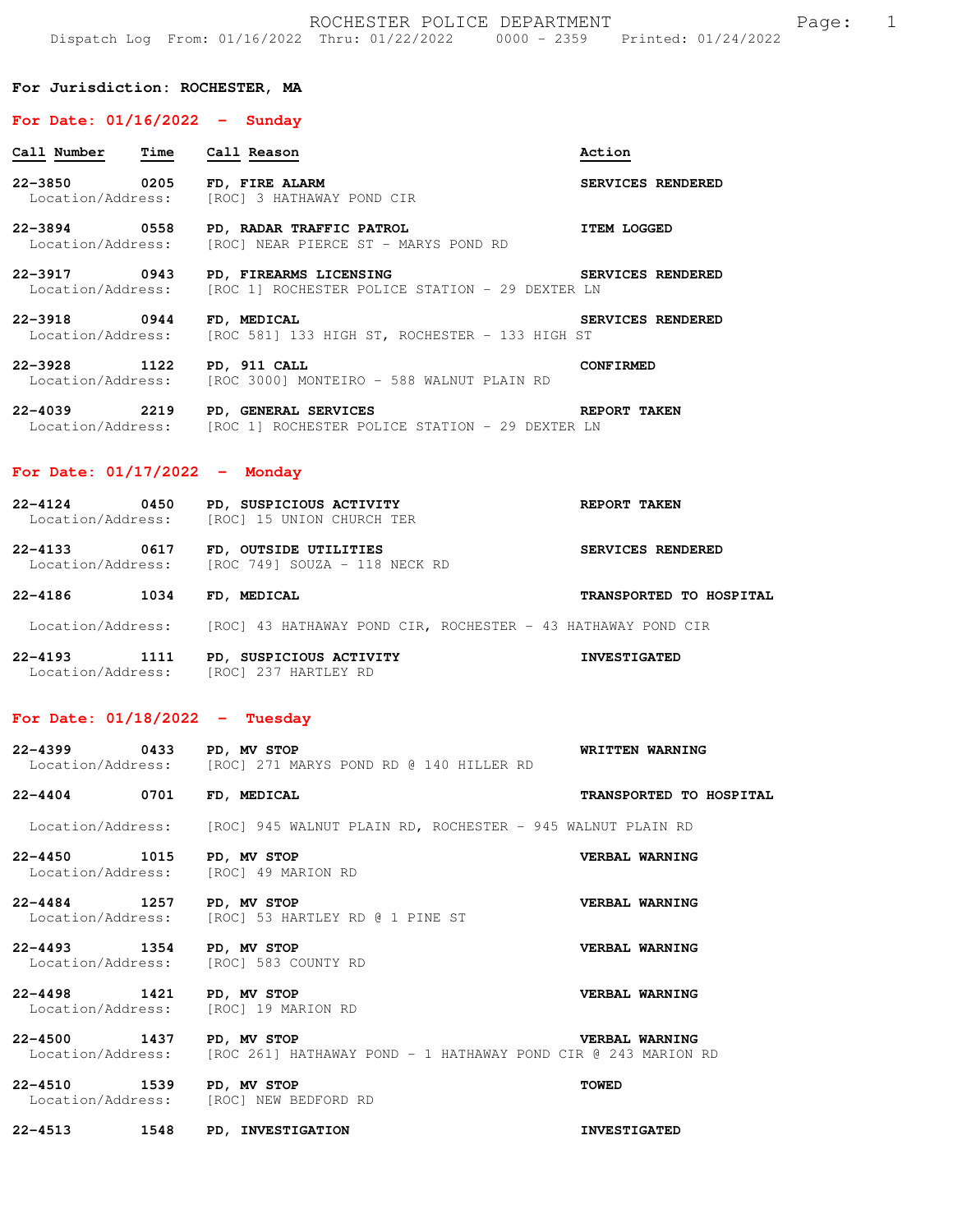ROCHESTER POLICE DEPARTMENT

Dispatch Log From: 01/16/2022 Thru: 01/22/2022 0000 - 2359 Printed: 01/24/2022

**For Jurisdiction: ROCHESTER, MA**

## For Date: 01/16/2022 - Sunday

| Call Number | Time | Call Reason | Action |
|---|---|---|---|
| **22-3850** | **0205** | **FD, FIRE ALARM** | **SERVICES RENDERED** |
| Location/Address: | | [ROC] 3 HATHAWAY POND CIR | |
| **22-3894** | **0558** | **PD, RADAR TRAFFIC PATROL** | **ITEM LOGGED** |
| Location/Address: | | [ROC] NEAR PIERCE ST - MARYS POND RD | |
| **22-3917** | **0943** | **PD, FIREARMS LICENSING** | **SERVICES RENDERED** |
| Location/Address: | | [ROC 1] ROCHESTER POLICE STATION - 29 DEXTER LN | |
| **22-3918** | **0944** | **FD, MEDICAL** | **SERVICES RENDERED** |
| Location/Address: | | [ROC 581] 133 HIGH ST, ROCHESTER - 133 HIGH ST | |
| **22-3928** | **1122** | **PD, 911 CALL** | **CONFIRMED** |
| Location/Address: | | [ROC 3000] MONTEIRO - 588 WALNUT PLAIN RD | |
| **22-4039** | **2219** | **PD, GENERAL SERVICES** | **REPORT TAKEN** |
| Location/Address: | | [ROC 1] ROCHESTER POLICE STATION - 29 DEXTER LN | |

## For Date: 01/17/2022 - Monday

| Call Number | Time | Call Reason | Action |
|---|---|---|---|
| **22-4124** | **0450** | **PD, SUSPICIOUS ACTIVITY** | **REPORT TAKEN** |
| Location/Address: | | [ROC] 15 UNION CHURCH TER | |
| **22-4133** | **0617** | **FD, OUTSIDE UTILITIES** | **SERVICES RENDERED** |
| Location/Address: | | [ROC 749] SOUZA - 118 NECK RD | |
| **22-4186** | **1034** | **FD, MEDICAL** | **TRANSPORTED TO HOSPITAL** |
| Location/Address: | | [ROC] 43 HATHAWAY POND CIR, ROCHESTER - 43 HATHAWAY POND CIR | |
| **22-4193** | **1111** | **PD, SUSPICIOUS ACTIVITY** | **INVESTIGATED** |
| Location/Address: | | [ROC] 237 HARTLEY RD | |

## For Date: 01/18/2022 - Tuesday

| Call Number | Time | Call Reason | Action |
|---|---|---|---|
| **22-4399** | **0433** | **PD, MV STOP** | **WRITTEN WARNING** |
| Location/Address: | | [ROC] 271 MARYS POND RD @ 140 HILLER RD | |
| **22-4404** | **0701** | **FD, MEDICAL** | **TRANSPORTED TO HOSPITAL** |
| Location/Address: | | [ROC] 945 WALNUT PLAIN RD, ROCHESTER - 945 WALNUT PLAIN RD | |
| **22-4450** | **1015** | **PD, MV STOP** | **VERBAL WARNING** |
| Location/Address: | | [ROC] 49 MARION RD | |
| **22-4484** | **1257** | **PD, MV STOP** | **VERBAL WARNING** |
| Location/Address: | | [ROC] 53 HARTLEY RD @ 1 PINE ST | |
| **22-4493** | **1354** | **PD, MV STOP** | **VERBAL WARNING** |
| Location/Address: | | [ROC] 583 COUNTY RD | |
| **22-4498** | **1421** | **PD, MV STOP** | **VERBAL WARNING** |
| Location/Address: | | [ROC] 19 MARION RD | |
| **22-4500** | **1437** | **PD, MV STOP** | **VERBAL WARNING** |
| Location/Address: | | [ROC 261] HATHAWAY POND - 1 HATHAWAY POND CIR @ 243 MARION RD | |
| **22-4510** | **1539** | **PD, MV STOP** | **TOWED** |
| Location/Address: | | [ROC] NEW BEDFORD RD | |
| **22-4513** | **1548** | **PD, INVESTIGATION** | **INVESTIGATED** |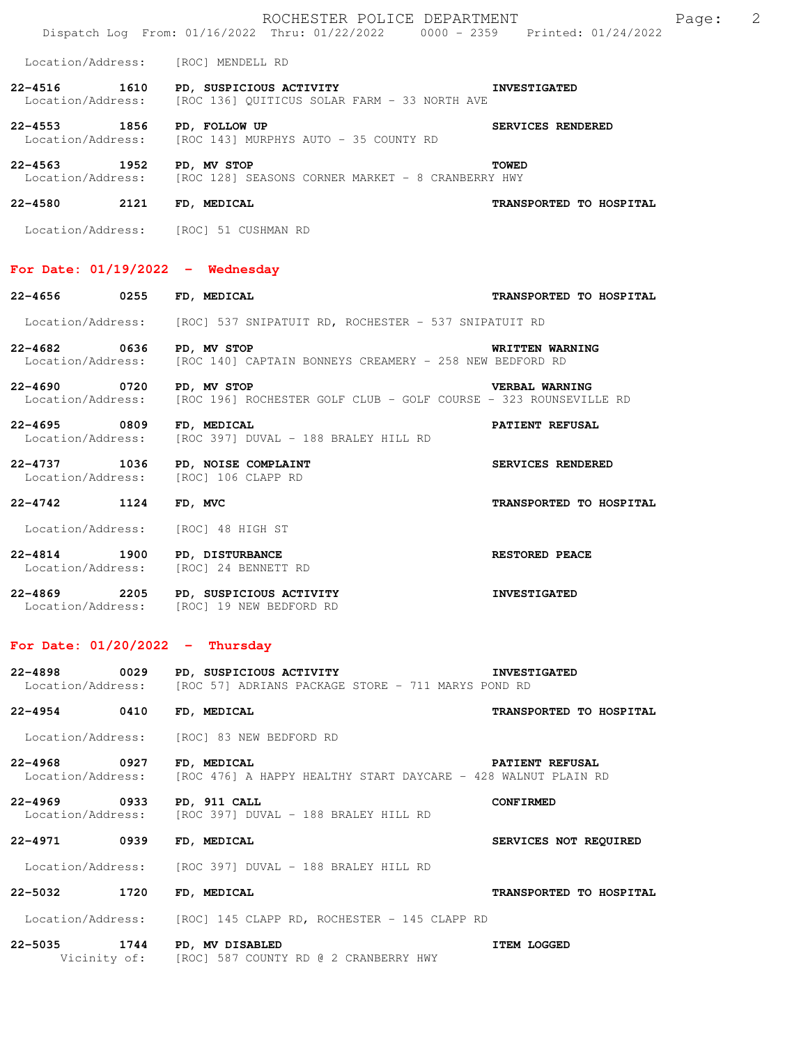Location/Address: [ROC] MENDELL RD

**22-4516 1610 PD, SUSPICIOUS ACTIVITY — INVESTIGATED**
Location/Address: [ROC 136] QUITICUS SOLAR FARM - 33 NORTH AVE

**22-4553 1856 PD, FOLLOW UP — SERVICES RENDERED**
Location/Address: [ROC 143] MURPHYS AUTO - 35 COUNTY RD

**22-4563 1952 PD, MV STOP — TOWED**
Location/Address: [ROC 128] SEASONS CORNER MARKET - 8 CRANBERRY HWY

**22-4580 2121 FD, MEDICAL — TRANSPORTED TO HOSPITAL**
Location/Address: [ROC] 51 CUSHMAN RD

## For Date: 01/19/2022 - Wednesday

**22-4656 0255 FD, MEDICAL — TRANSPORTED TO HOSPITAL**
Location/Address: [ROC] 537 SNIPATUIT RD, ROCHESTER - 537 SNIPATUIT RD

**22-4682 0636 PD, MV STOP — WRITTEN WARNING**
Location/Address: [ROC 140] CAPTAIN BONNEYS CREAMERY - 258 NEW BEDFORD RD

**22-4690 0720 PD, MV STOP — VERBAL WARNING**
Location/Address: [ROC 196] ROCHESTER GOLF CLUB - GOLF COURSE - 323 ROUNSEVILLE RD

**22-4695 0809 FD, MEDICAL — PATIENT REFUSAL**
Location/Address: [ROC 397] DUVAL - 188 BRALEY HILL RD

**22-4737 1036 PD, NOISE COMPLAINT — SERVICES RENDERED**
Location/Address: [ROC] 106 CLAPP RD

**22-4742 1124 FD, MVC — TRANSPORTED TO HOSPITAL**
Location/Address: [ROC] 48 HIGH ST

**22-4814 1900 PD, DISTURBANCE — RESTORED PEACE**
Location/Address: [ROC] 24 BENNETT RD

**22-4869 2205 PD, SUSPICIOUS ACTIVITY — INVESTIGATED**
Location/Address: [ROC] 19 NEW BEDFORD RD

## For Date: 01/20/2022 - Thursday

**22-4898 0029 PD, SUSPICIOUS ACTIVITY — INVESTIGATED**
Location/Address: [ROC 57] ADRIANS PACKAGE STORE - 711 MARYS POND RD

**22-4954 0410 FD, MEDICAL — TRANSPORTED TO HOSPITAL**
Location/Address: [ROC] 83 NEW BEDFORD RD

**22-4968 0927 FD, MEDICAL — PATIENT REFUSAL**
Location/Address: [ROC 476] A HAPPY HEALTHY START DAYCARE - 428 WALNUT PLAIN RD

**22-4969 0933 PD, 911 CALL — CONFIRMED**
Location/Address: [ROC 397] DUVAL - 188 BRALEY HILL RD

**22-4971 0939 FD, MEDICAL — SERVICES NOT REQUIRED**
Location/Address: [ROC 397] DUVAL - 188 BRALEY HILL RD

**22-5032 1720 FD, MEDICAL — TRANSPORTED TO HOSPITAL**
Location/Address: [ROC] 145 CLAPP RD, ROCHESTER - 145 CLAPP RD

**22-5035 1744 PD, MV DISABLED — ITEM LOGGED**
Vicinity of: [ROC] 587 COUNTY RD @ 2 CRANBERRY HWY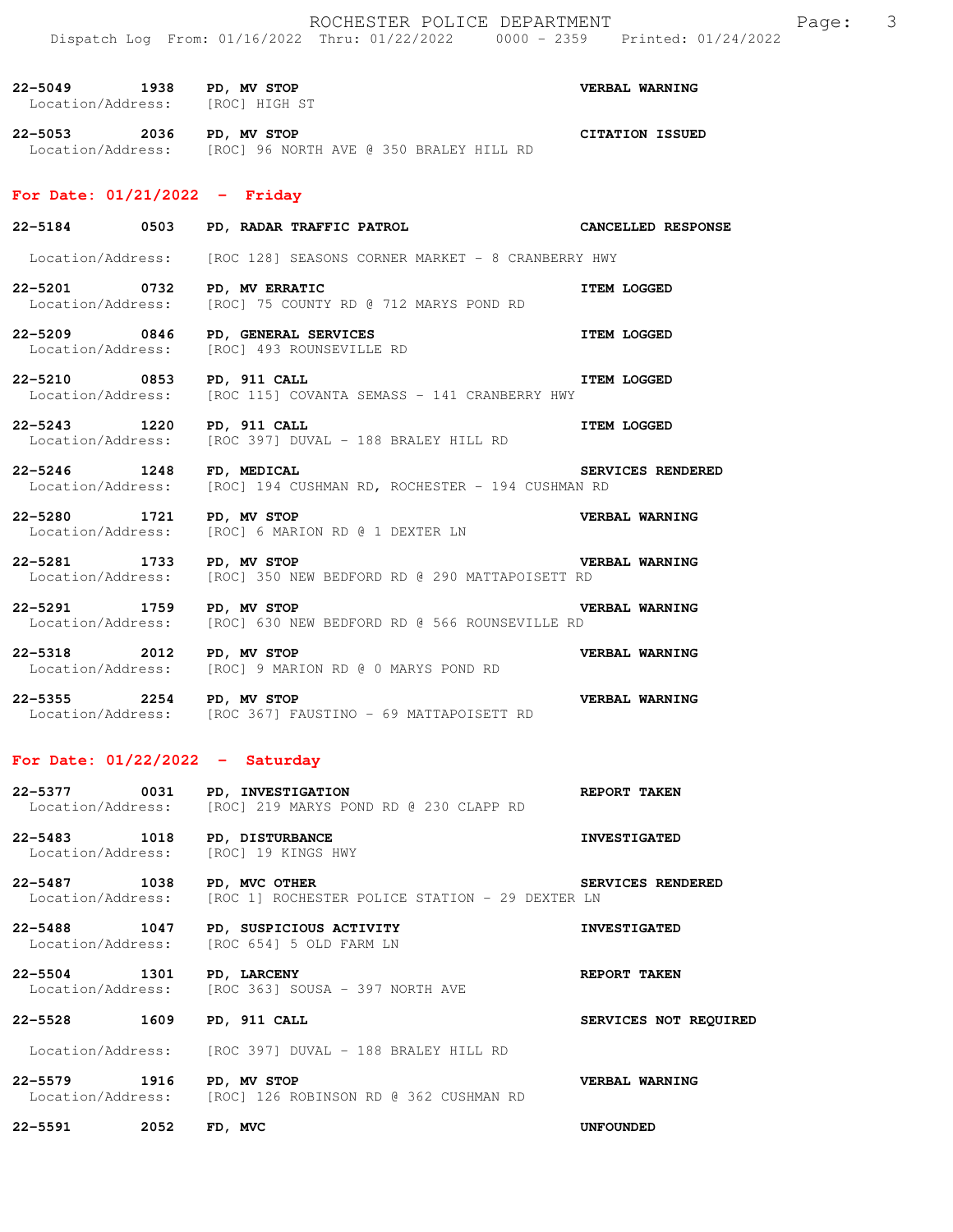22-5049 1938 PD, MV STOP VERBAL WARNING
Location/Address: [ROC] HIGH ST

22-5053 2036 PD, MV STOP CITATION ISSUED
Location/Address: [ROC] 96 NORTH AVE @ 350 BRALEY HILL RD

## For Date: 01/21/2022 - Friday

22-5184 0503 PD, RADAR TRAFFIC PATROL CANCELLED RESPONSE
Location/Address: [ROC 128] SEASONS CORNER MARKET - 8 CRANBERRY HWY

22-5201 0732 PD, MV ERRATIC ITEM LOGGED
Location/Address: [ROC] 75 COUNTY RD @ 712 MARYS POND RD

22-5209 0846 PD, GENERAL SERVICES ITEM LOGGED
Location/Address: [ROC] 493 ROUNSEVILLE RD

22-5210 0853 PD, 911 CALL ITEM LOGGED
Location/Address: [ROC 115] COVANTA SEMASS - 141 CRANBERRY HWY

22-5243 1220 PD, 911 CALL ITEM LOGGED
Location/Address: [ROC 397] DUVAL - 188 BRALEY HILL RD

22-5246 1248 FD, MEDICAL SERVICES RENDERED
Location/Address: [ROC] 194 CUSHMAN RD, ROCHESTER - 194 CUSHMAN RD

22-5280 1721 PD, MV STOP VERBAL WARNING
Location/Address: [ROC] 6 MARION RD @ 1 DEXTER LN

22-5281 1733 PD, MV STOP VERBAL WARNING
Location/Address: [ROC] 350 NEW BEDFORD RD @ 290 MATTAPOISETT RD

22-5291 1759 PD, MV STOP VERBAL WARNING
Location/Address: [ROC] 630 NEW BEDFORD RD @ 566 ROUNSEVILLE RD

22-5318 2012 PD, MV STOP VERBAL WARNING
Location/Address: [ROC] 9 MARION RD @ 0 MARYS POND RD

22-5355 2254 PD, MV STOP VERBAL WARNING
Location/Address: [ROC 367] FAUSTINO - 69 MATTAPOISETT RD

## For Date: 01/22/2022 - Saturday

22-5377 0031 PD, INVESTIGATION REPORT TAKEN
Location/Address: [ROC] 219 MARYS POND RD @ 230 CLAPP RD

22-5483 1018 PD, DISTURBANCE INVESTIGATED
Location/Address: [ROC] 19 KINGS HWY

22-5487 1038 PD, MVC OTHER SERVICES RENDERED
Location/Address: [ROC 1] ROCHESTER POLICE STATION - 29 DEXTER LN

22-5488 1047 PD, SUSPICIOUS ACTIVITY INVESTIGATED
Location/Address: [ROC 654] 5 OLD FARM LN

22-5504 1301 PD, LARCENY REPORT TAKEN
Location/Address: [ROC 363] SOUSA - 397 NORTH AVE

22-5528 1609 PD, 911 CALL SERVICES NOT REQUIRED
Location/Address: [ROC 397] DUVAL - 188 BRALEY HILL RD

22-5579 1916 PD, MV STOP VERBAL WARNING
Location/Address: [ROC] 126 ROBINSON RD @ 362 CUSHMAN RD

22-5591 2052 FD, MVC UNFOUNDED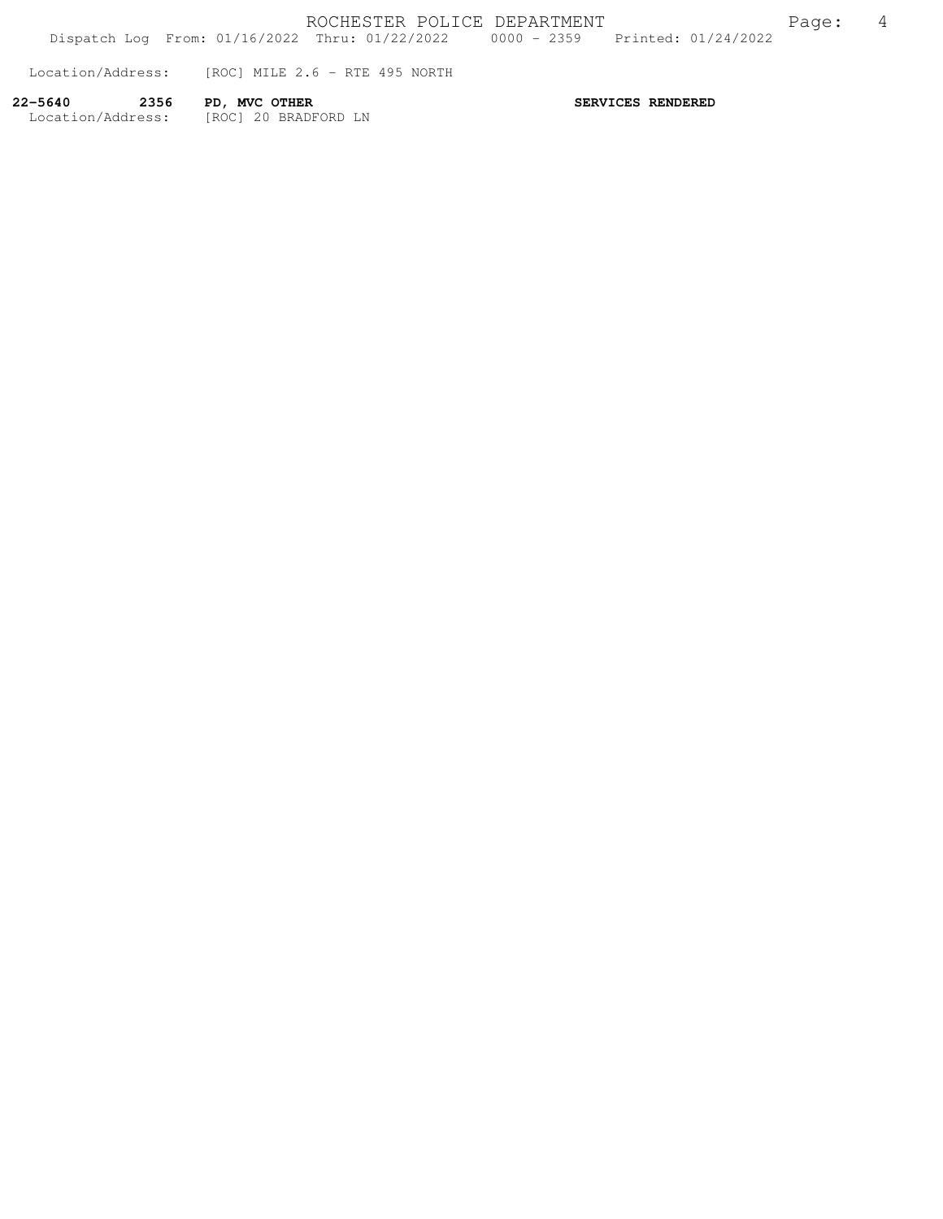Location/Address: [ROC] MILE 2.6 - RTE 495 NORTH

**22-5640 2356 PD, MVC OTHER SERVICES RENDERED**
Location/Address: [ROC] 20 BRADFORD LN